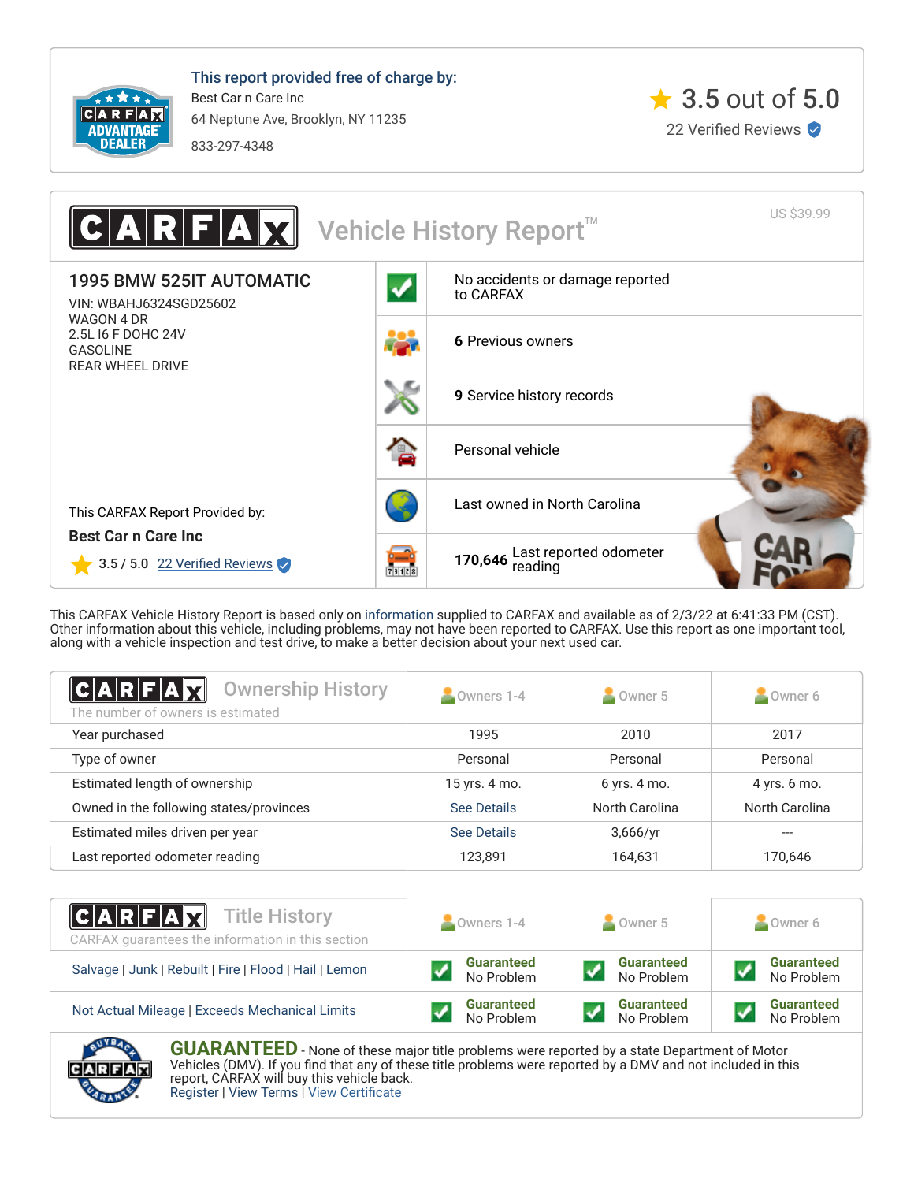**This report provided free of charge by:**

Best Car n Care Inc
64 Neptune Ave, Brooklyn, NY 11235
833-297-4348

3.5 out of 5.0
22 Verified Reviews

# CARFAX Vehicle History Report™

US $39.99

## 1995 BMW 525IT AUTOMATIC

VIN: WBAHJ6324SGD25602
WAGON 4 DR
2.5L I6 F DOHC 24V
GASOLINE
REAR WHEEL DRIVE

- No accidents or damage reported to CARFAX
- **6** Previous owners
- **9** Service history records
- Personal vehicle
- Last owned in North Carolina
- **170,646** Last reported odometer reading

This CARFAX Report Provided by:

**Best Car n Care Inc**

3.5 / 5.0 22 Verified Reviews

This CARFAX Vehicle History Report is based only on information supplied to CARFAX and available as of 2/3/22 at 6:41:33 PM (CST). Other information about this vehicle, including problems, may not have been reported to CARFAX. Use this report as one important tool, along with a vehicle inspection and test drive, to make a better decision about your next used car.

## CARFAX Ownership History

The number of owners is estimated

| | Owners 1-4 | Owner 5 | Owner 6 |
|---|---|---|---|
| Year purchased | 1995 | 2010 | 2017 |
| Type of owner | Personal | Personal | Personal |
| Estimated length of ownership | 15 yrs. 4 mo. | 6 yrs. 4 mo. | 4 yrs. 6 mo. |
| Owned in the following states/provinces | See Details | North Carolina | North Carolina |
| Estimated miles driven per year | See Details | 3,666/yr | --- |
| Last reported odometer reading | 123,891 | 164,631 | 170,646 |

## CARFAX Title History

CARFAX guarantees the information in this section

| | Owners 1-4 | Owner 5 | Owner 6 |
|---|---|---|---|
| Salvage \| Junk \| Rebuilt \| Fire \| Flood \| Hail \| Lemon | Guaranteed No Problem | Guaranteed No Problem | Guaranteed No Problem |
| Not Actual Mileage \| Exceeds Mechanical Limits | Guaranteed No Problem | Guaranteed No Problem | Guaranteed No Problem |

**GUARANTEED** - None of these major title problems were reported by a state Department of Motor Vehicles (DMV). If you find that any of these title problems were reported by a DMV and not included in this report, CARFAX will buy this vehicle back.
Register | View Terms | View Certificate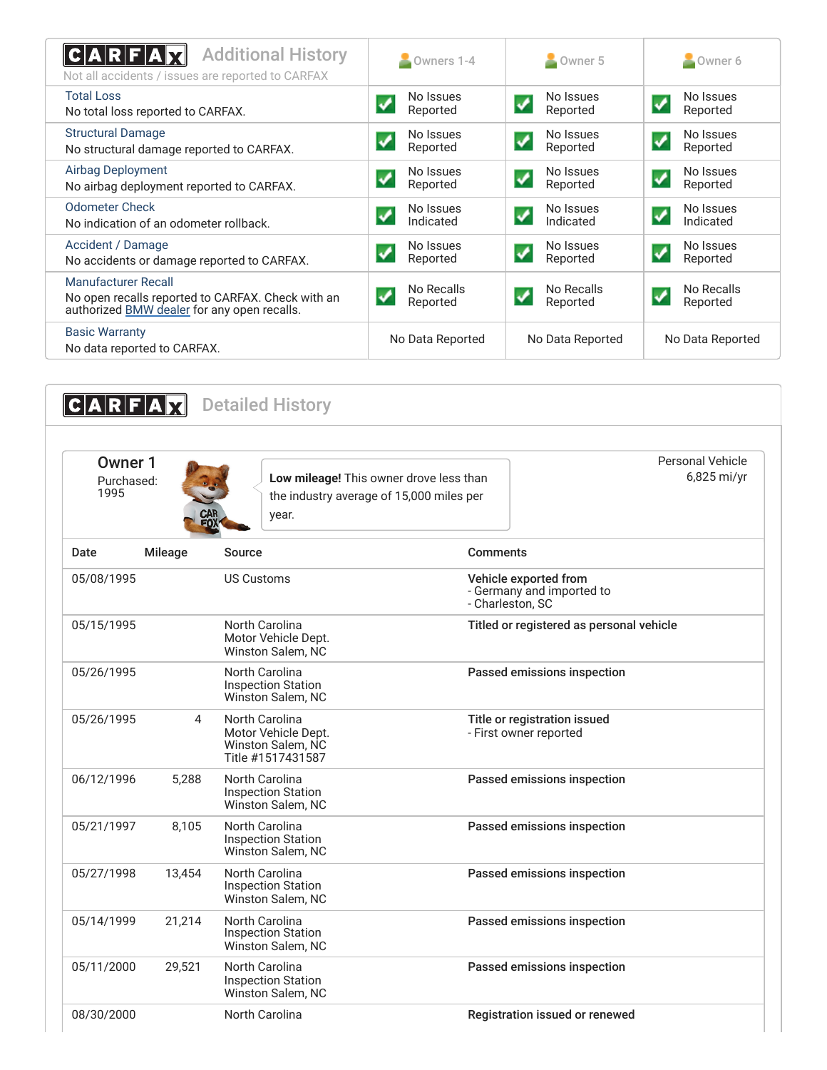## CARFAX Additional History

Not all accidents / issues are reported to CARFAX

| | Owners 1-4 | Owner 5 | Owner 6 |
|---|---|---|---|
| **Total Loss**<br>No total loss reported to CARFAX. | No Issues Reported | No Issues Reported | No Issues Reported |
| **Structural Damage**<br>No structural damage reported to CARFAX. | No Issues Reported | No Issues Reported | No Issues Reported |
| **Airbag Deployment**<br>No airbag deployment reported to CARFAX. | No Issues Reported | No Issues Reported | No Issues Reported |
| **Odometer Check**<br>No indication of an odometer rollback. | No Issues Indicated | No Issues Indicated | No Issues Indicated |
| **Accident / Damage**<br>No accidents or damage reported to CARFAX. | No Issues Reported | No Issues Reported | No Issues Reported |
| **Manufacturer Recall**<br>No open recalls reported to CARFAX. Check with an authorized BMW dealer for any open recalls. | No Recalls Reported | No Recalls Reported | No Recalls Reported |
| **Basic Warranty**<br>No data reported to CARFAX. | No Data Reported | No Data Reported | No Data Reported |

## CARFAX Detailed History

### Owner 1

Purchased: 1995

**Low mileage!** This owner drove less than the industry average of 15,000 miles per year.

Personal Vehicle
6,825 mi/yr

| Date | Mileage | Source | Comments |
|---|---|---|---|
| 05/08/1995 | | US Customs | **Vehicle exported from**<br>- Germany and imported to<br>- Charleston, SC |
| 05/15/1995 | | North Carolina Motor Vehicle Dept.<br>Winston Salem, NC | **Titled or registered as personal vehicle** |
| 05/26/1995 | | North Carolina Inspection Station<br>Winston Salem, NC | **Passed emissions inspection** |
| 05/26/1995 | 4 | North Carolina Motor Vehicle Dept.<br>Winston Salem, NC<br>Title #1517431587 | **Title or registration issued**<br>- First owner reported |
| 06/12/1996 | 5,288 | North Carolina Inspection Station<br>Winston Salem, NC | **Passed emissions inspection** |
| 05/21/1997 | 8,105 | North Carolina Inspection Station<br>Winston Salem, NC | **Passed emissions inspection** |
| 05/27/1998 | 13,454 | North Carolina Inspection Station<br>Winston Salem, NC | **Passed emissions inspection** |
| 05/14/1999 | 21,214 | North Carolina Inspection Station<br>Winston Salem, NC | **Passed emissions inspection** |
| 05/11/2000 | 29,521 | North Carolina Inspection Station<br>Winston Salem, NC | **Passed emissions inspection** |
| 08/30/2000 | | North Carolina | **Registration issued or renewed** |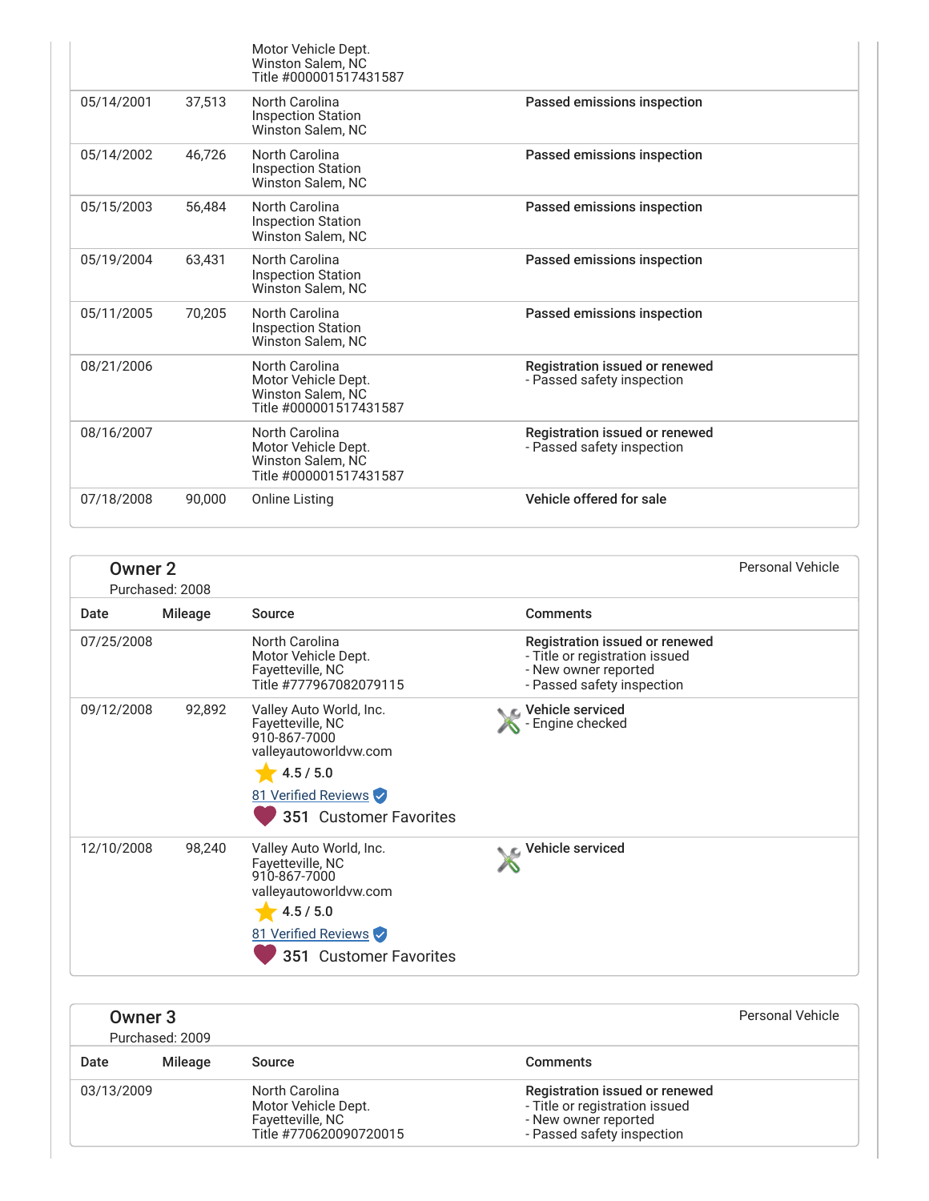| Date | Mileage | Source | Comments |
|---|---|---|---|
| | | Motor Vehicle Dept.<br>Winston Salem, NC<br>Title #000001517431587 | |
| 05/14/2001 | 37,513 | North Carolina<br>Inspection Station<br>Winston Salem, NC | **Passed emissions inspection** |
| 05/14/2002 | 46,726 | North Carolina<br>Inspection Station<br>Winston Salem, NC | **Passed emissions inspection** |
| 05/15/2003 | 56,484 | North Carolina<br>Inspection Station<br>Winston Salem, NC | **Passed emissions inspection** |
| 05/19/2004 | 63,431 | North Carolina<br>Inspection Station<br>Winston Salem, NC | **Passed emissions inspection** |
| 05/11/2005 | 70,205 | North Carolina<br>Inspection Station<br>Winston Salem, NC | **Passed emissions inspection** |
| 08/21/2006 | | North Carolina<br>Motor Vehicle Dept.<br>Winston Salem, NC<br>Title #000001517431587 | **Registration issued or renewed**<br>- Passed safety inspection |
| 08/16/2007 | | North Carolina<br>Motor Vehicle Dept.<br>Winston Salem, NC<br>Title #000001517431587 | **Registration issued or renewed**<br>- Passed safety inspection |
| 07/18/2008 | 90,000 | Online Listing | **Vehicle offered for sale** |

## Owner 2

Purchased: 2008

Personal Vehicle

| Date | Mileage | Source | Comments |
|---|---|---|---|
| 07/25/2008 | | North Carolina<br>Motor Vehicle Dept.<br>Fayetteville, NC<br>Title #777967082079115 | **Registration issued or renewed**<br>- Title or registration issued<br>- New owner reported<br>- Passed safety inspection |
| 09/12/2008 | 92,892 | Valley Auto World, Inc.<br>Fayetteville, NC<br>910-867-7000<br>valleyautoworldvw.com<br>4.5 / 5.0<br>81 Verified Reviews<br>351 Customer Favorites | **Vehicle serviced**<br>- Engine checked |
| 12/10/2008 | 98,240 | Valley Auto World, Inc.<br>Fayetteville, NC<br>910-867-7000<br>valleyautoworldvw.com<br>4.5 / 5.0<br>81 Verified Reviews<br>351 Customer Favorites | **Vehicle serviced** |

## Owner 3

Purchased: 2009

Personal Vehicle

| Date | Mileage | Source | Comments |
|---|---|---|---|
| 03/13/2009 | | North Carolina<br>Motor Vehicle Dept.<br>Fayetteville, NC<br>Title #770620090720015 | **Registration issued or renewed**<br>- Title or registration issued<br>- New owner reported<br>- Passed safety inspection |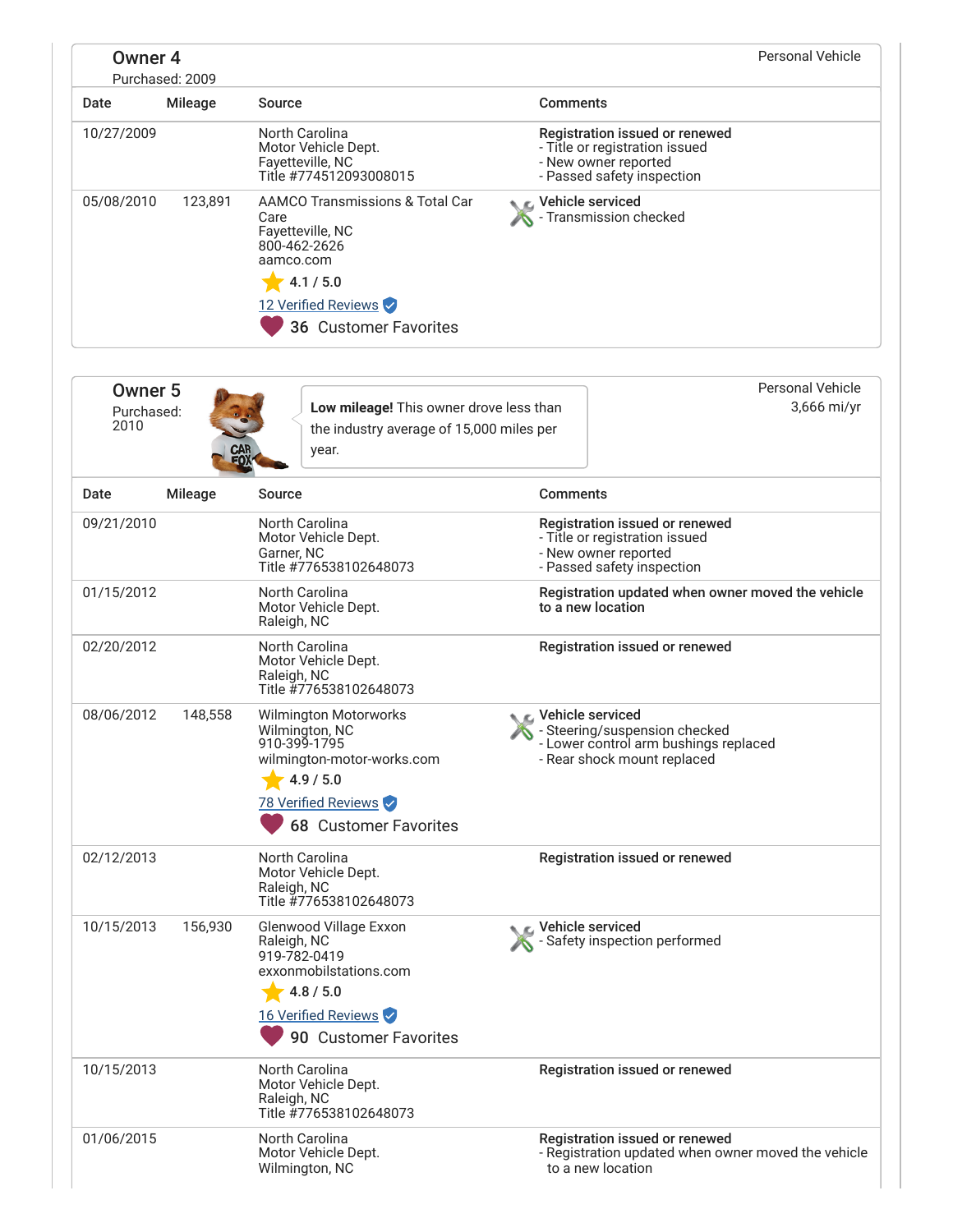## Owner 4

Purchased: 2009

Personal Vehicle

| Date | Mileage | Source | Comments |
|---|---|---|---|
| 10/27/2009 | | North Carolina Motor Vehicle Dept. Fayetteville, NC Title #774512093008015 | **Registration issued or renewed** - Title or registration issued - New owner reported - Passed safety inspection |
| 05/08/2010 | 123,891 | AAMCO Transmissions & Total Car Care Fayetteville, NC 800-462-2626 aamco.com 4.1 / 5.0 12 Verified Reviews 36 Customer Favorites | **Vehicle serviced** - Transmission checked |

## Owner 5

Purchased: 2010

**Low mileage!** This owner drove less than the industry average of 15,000 miles per year.

Personal Vehicle
3,666 mi/yr

| Date | Mileage | Source | Comments |
|---|---|---|---|
| 09/21/2010 | | North Carolina Motor Vehicle Dept. Garner, NC Title #776538102648073 | **Registration issued or renewed** - Title or registration issued - New owner reported - Passed safety inspection |
| 01/15/2012 | | North Carolina Motor Vehicle Dept. Raleigh, NC | **Registration updated when owner moved the vehicle to a new location** |
| 02/20/2012 | | North Carolina Motor Vehicle Dept. Raleigh, NC Title #776538102648073 | **Registration issued or renewed** |
| 08/06/2012 | 148,558 | Wilmington Motorworks Wilmington, NC 910-399-1795 wilmington-motor-works.com 4.9 / 5.0 78 Verified Reviews 68 Customer Favorites | **Vehicle serviced** - Steering/suspension checked - Lower control arm bushings replaced - Rear shock mount replaced |
| 02/12/2013 | | North Carolina Motor Vehicle Dept. Raleigh, NC Title #776538102648073 | **Registration issued or renewed** |
| 10/15/2013 | 156,930 | Glenwood Village Exxon Raleigh, NC 919-782-0419 exxonmobilstations.com 4.8 / 5.0 16 Verified Reviews 90 Customer Favorites | **Vehicle serviced** - Safety inspection performed |
| 10/15/2013 | | North Carolina Motor Vehicle Dept. Raleigh, NC Title #776538102648073 | **Registration issued or renewed** |
| 01/06/2015 | | North Carolina Motor Vehicle Dept. Wilmington, NC | **Registration issued or renewed** - Registration updated when owner moved the vehicle to a new location |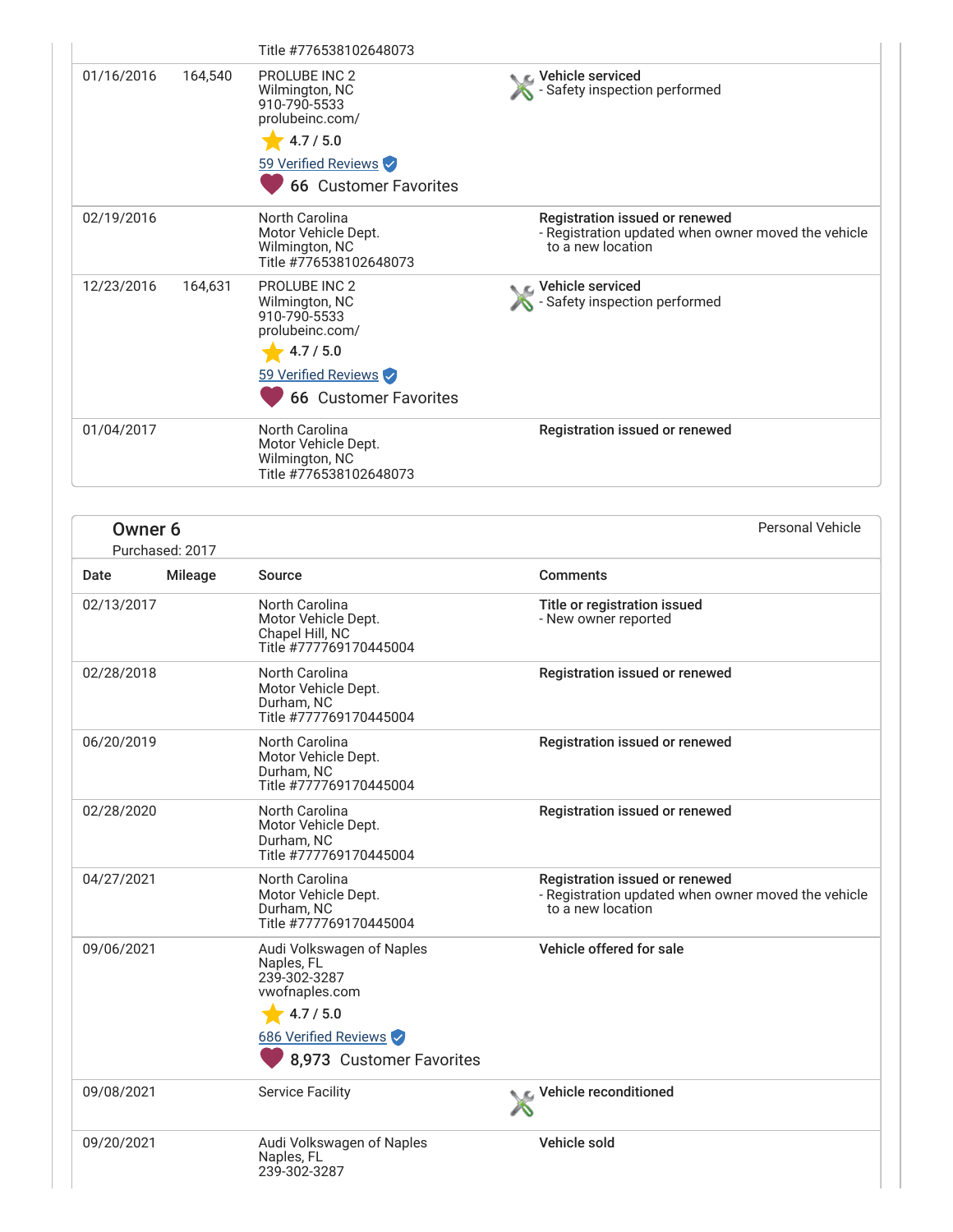| Date | Mileage | Source | Comments |
|---|---|---|---|
| | | Title #776538102648073 | |
| 01/16/2016 | 164,540 | PROLUBE INC 2<br>Wilmington, NC<br>910-790-5533<br>prolubeinc.com/<br>4.7 / 5.0<br>59 Verified Reviews<br>66 Customer Favorites | **Vehicle serviced**<br>- Safety inspection performed |
| 02/19/2016 | | North Carolina<br>Motor Vehicle Dept.<br>Wilmington, NC<br>Title #776538102648073 | **Registration issued or renewed**<br>- Registration updated when owner moved the vehicle to a new location |
| 12/23/2016 | 164,631 | PROLUBE INC 2<br>Wilmington, NC<br>910-790-5533<br>prolubeinc.com/<br>4.7 / 5.0<br>59 Verified Reviews<br>66 Customer Favorites | **Vehicle serviced**<br>- Safety inspection performed |
| 01/04/2017 | | North Carolina<br>Motor Vehicle Dept.<br>Wilmington, NC<br>Title #776538102648073 | **Registration issued or renewed** |

## Owner 6

Purchased: 2017

Personal Vehicle

| Date | Mileage | Source | Comments |
|---|---|---|---|
| 02/13/2017 | | North Carolina<br>Motor Vehicle Dept.<br>Chapel Hill, NC<br>Title #777769170445004 | **Title or registration issued**<br>- New owner reported |
| 02/28/2018 | | North Carolina<br>Motor Vehicle Dept.<br>Durham, NC<br>Title #777769170445004 | **Registration issued or renewed** |
| 06/20/2019 | | North Carolina<br>Motor Vehicle Dept.<br>Durham, NC<br>Title #777769170445004 | **Registration issued or renewed** |
| 02/28/2020 | | North Carolina<br>Motor Vehicle Dept.<br>Durham, NC<br>Title #777769170445004 | **Registration issued or renewed** |
| 04/27/2021 | | North Carolina<br>Motor Vehicle Dept.<br>Durham, NC<br>Title #777769170445004 | **Registration issued or renewed**<br>- Registration updated when owner moved the vehicle to a new location |
| 09/06/2021 | | Audi Volkswagen of Naples<br>Naples, FL<br>239-302-3287<br>vwofnaples.com<br>4.7 / 5.0<br>686 Verified Reviews<br>8,973 Customer Favorites | **Vehicle offered for sale** |
| 09/08/2021 | | Service Facility | **Vehicle reconditioned** |
| 09/20/2021 | | Audi Volkswagen of Naples<br>Naples, FL<br>239-302-3287 | **Vehicle sold** |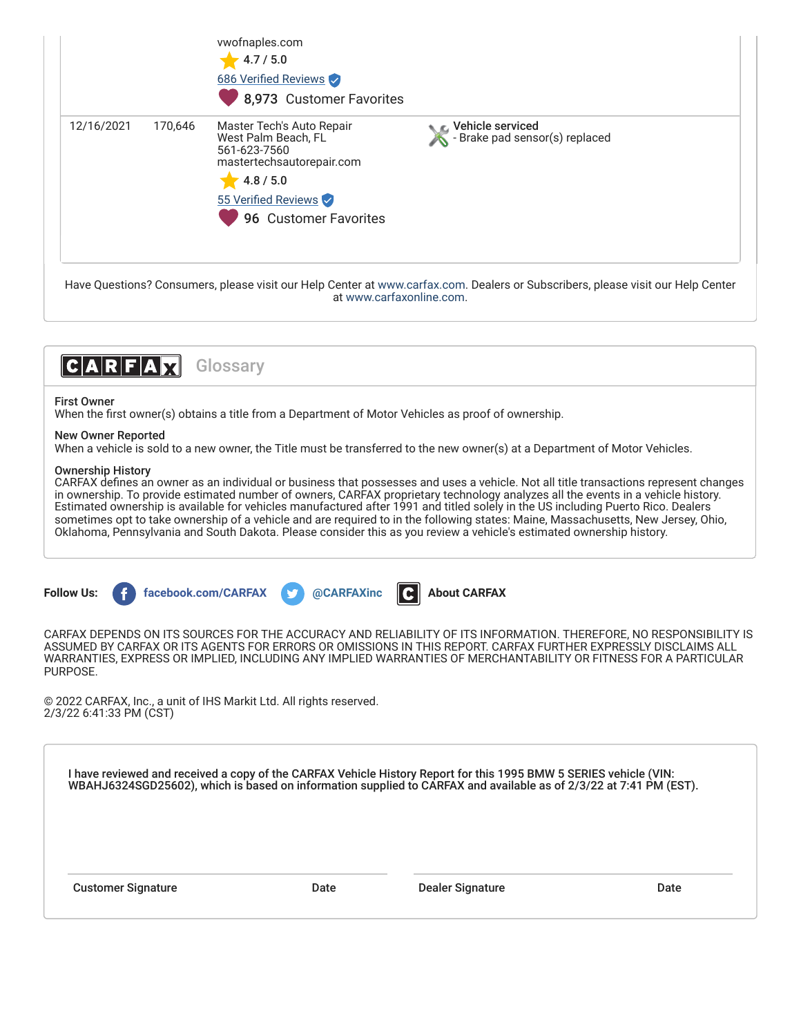| | | | |
|---|---|---|---|
| | | vwofnaples.com<br>4.7 / 5.0<br>686 Verified Reviews<br>8,973 Customer Favorites | |
| 12/16/2021 | 170,646 | Master Tech's Auto Repair<br>West Palm Beach, FL<br>561-623-7560<br>mastertechsautorepair.com<br>4.8 / 5.0<br>55 Verified Reviews<br>96 Customer Favorites | **Vehicle serviced**<br>- Brake pad sensor(s) replaced |

Have Questions? Consumers, please visit our Help Center at www.carfax.com. Dealers or Subscribers, please visit our Help Center at www.carfaxonline.com.

## CARFAX Glossary

**First Owner**
When the first owner(s) obtains a title from a Department of Motor Vehicles as proof of ownership.

**New Owner Reported**
When a vehicle is sold to a new owner, the Title must be transferred to the new owner(s) at a Department of Motor Vehicles.

**Ownership History**
CARFAX defines an owner as an individual or business that possesses and uses a vehicle. Not all title transactions represent changes in ownership. To provide estimated number of owners, CARFAX proprietary technology analyzes all the events in a vehicle history. Estimated ownership is available for vehicles manufactured after 1991 and titled solely in the US including Puerto Rico. Dealers sometimes opt to take ownership of a vehicle and are required to in the following states: Maine, Massachusetts, New Jersey, Ohio, Oklahoma, Pennsylvania and South Dakota. Please consider this as you review a vehicle's estimated ownership history.

**Follow Us:** facebook.com/CARFAX @CARFAXinc **About CARFAX**

CARFAX DEPENDS ON ITS SOURCES FOR THE ACCURACY AND RELIABILITY OF ITS INFORMATION. THEREFORE, NO RESPONSIBILITY IS ASSUMED BY CARFAX OR ITS AGENTS FOR ERRORS OR OMISSIONS IN THIS REPORT. CARFAX FURTHER EXPRESSLY DISCLAIMS ALL WARRANTIES, EXPRESS OR IMPLIED, INCLUDING ANY IMPLIED WARRANTIES OF MERCHANTABILITY OR FITNESS FOR A PARTICULAR PURPOSE.

© 2022 CARFAX, Inc., a unit of IHS Markit Ltd. All rights reserved.
2/3/22 6:41:33 PM (CST)

**I have reviewed and received a copy of the CARFAX Vehicle History Report for this 1995 BMW 5 SERIES vehicle (VIN: WBAHJ6324SGD25602), which is based on information supplied to CARFAX and available as of 2/3/22 at 7:41 PM (EST).**

| Customer Signature | Date | Dealer Signature | Date |
|---|---|---|---|